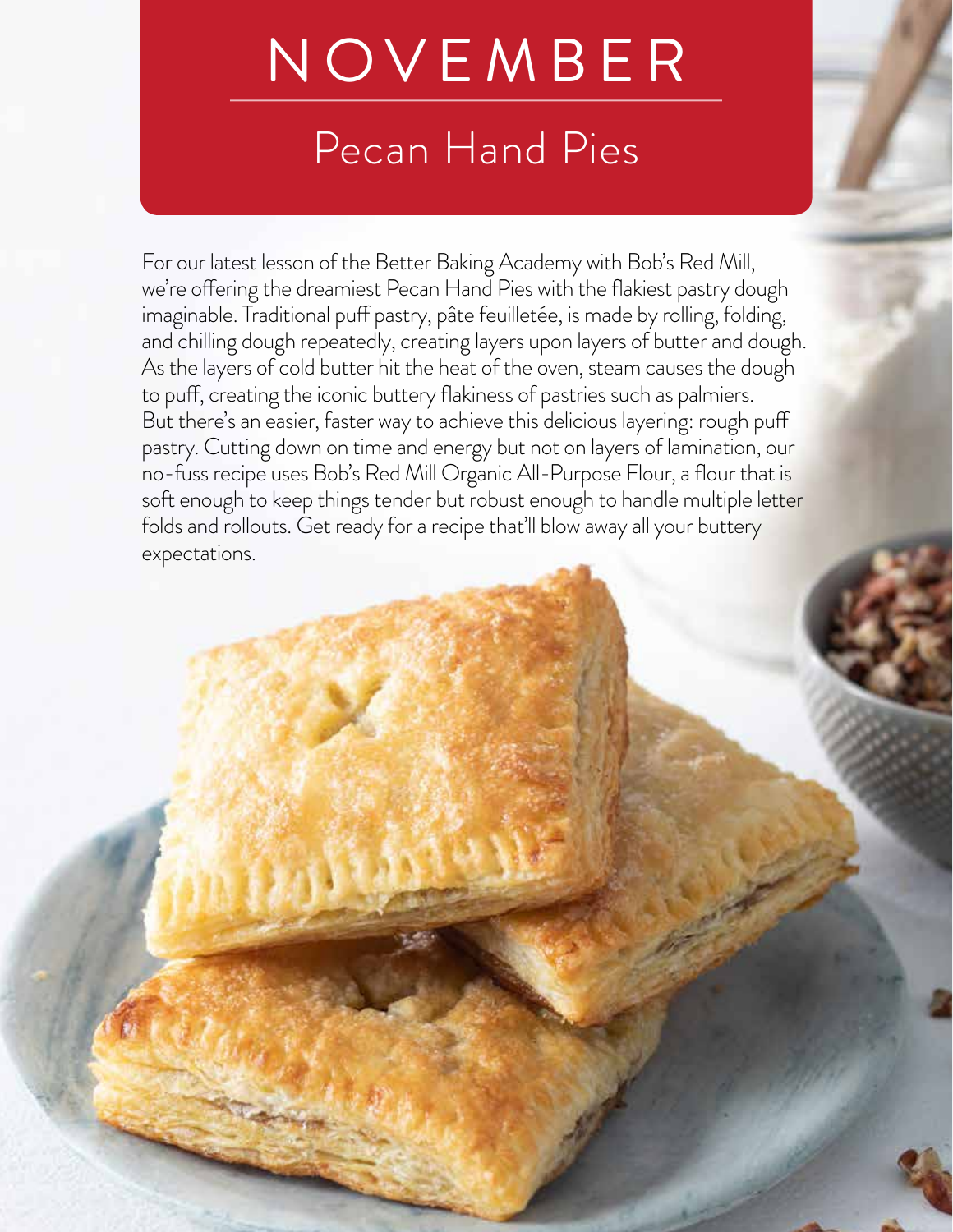# NOVEMBER

## Pecan Hand Pies

For our latest lesson of the Better Baking Academy with Bob's Red Mill, we're offering the dreamiest Pecan Hand Pies with the flakiest pastry dough imaginable. Traditional puff pastry, pâte feuilletée, is made by rolling, folding, and chilling dough repeatedly, creating layers upon layers of butter and dough. As the layers of cold butter hit the heat of the oven, steam causes the dough to puff, creating the iconic buttery flakiness of pastries such as palmiers. But there's an easier, faster way to achieve this delicious layering: rough puff pastry. Cutting down on time and energy but not on layers of lamination, our no-fuss recipe uses Bob's Red Mill Organic All-Purpose Flour, a flour that is soft enough to keep things tender but robust enough to handle multiple letter folds and rollouts. Get ready for a recipe that'll blow away all your buttery expectations.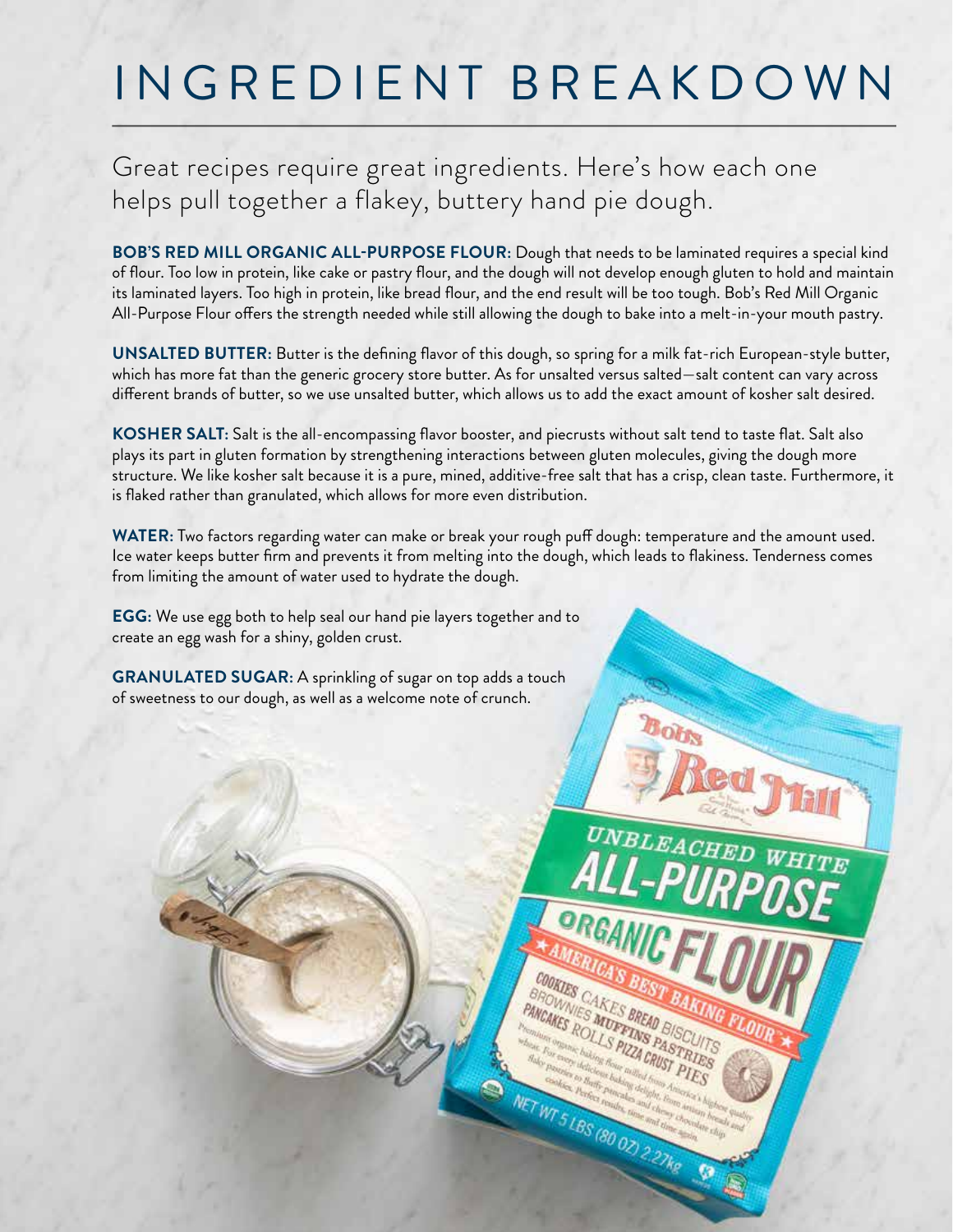# INGREDIENT BREAKDOWN

Great recipes require great ingredients. Here's how each one helps pull together a flakey, buttery hand pie dough.

**BOB'S RED MILL ORGANIC ALL-PURPOSE FLOUR:** Dough that needs to be laminated requires a special kind of flour. Too low in protein, like cake or pastry flour, and the dough will not develop enough gluten to hold and maintain its laminated layers. Too high in protein, like bread flour, and the end result will be too tough. Bob's Red Mill Organic All-Purpose Flour offers the strength needed while still allowing the dough to bake into a melt-in-your mouth pastry.

**UNSALTED BUTTER:** Butter is the defining flavor of this dough, so spring for a milk fat-rich European-style butter, which has more fat than the generic grocery store butter. As for unsalted versus salted—salt content can vary across different brands of butter, so we use unsalted butter, which allows us to add the exact amount of kosher salt desired.

**KOSHER SALT:** Salt is the all-encompassing flavor booster, and piecrusts without salt tend to taste flat. Salt also plays its part in gluten formation by strengthening interactions between gluten molecules, giving the dough more structure. We like kosher salt because it is a pure, mined, additive-free salt that has a crisp, clean taste. Furthermore, it is flaked rather than granulated, which allows for more even distribution.

**WATER:** Two factors regarding water can make or break your rough puff dough: temperature and the amount used. Ice water keeps butter firm and prevents it from melting into the dough, which leads to flakiness. Tenderness comes from limiting the amount of water used to hydrate the dough.

**EGG:** We use egg both to help seal our hand pie layers together and to create an egg wash for a shiny, golden crust.

**GRANULATED SUGAR:** A sprinkling of sugar on top adds a touch of sweetness to our dough, as well as a welcome note of crunch.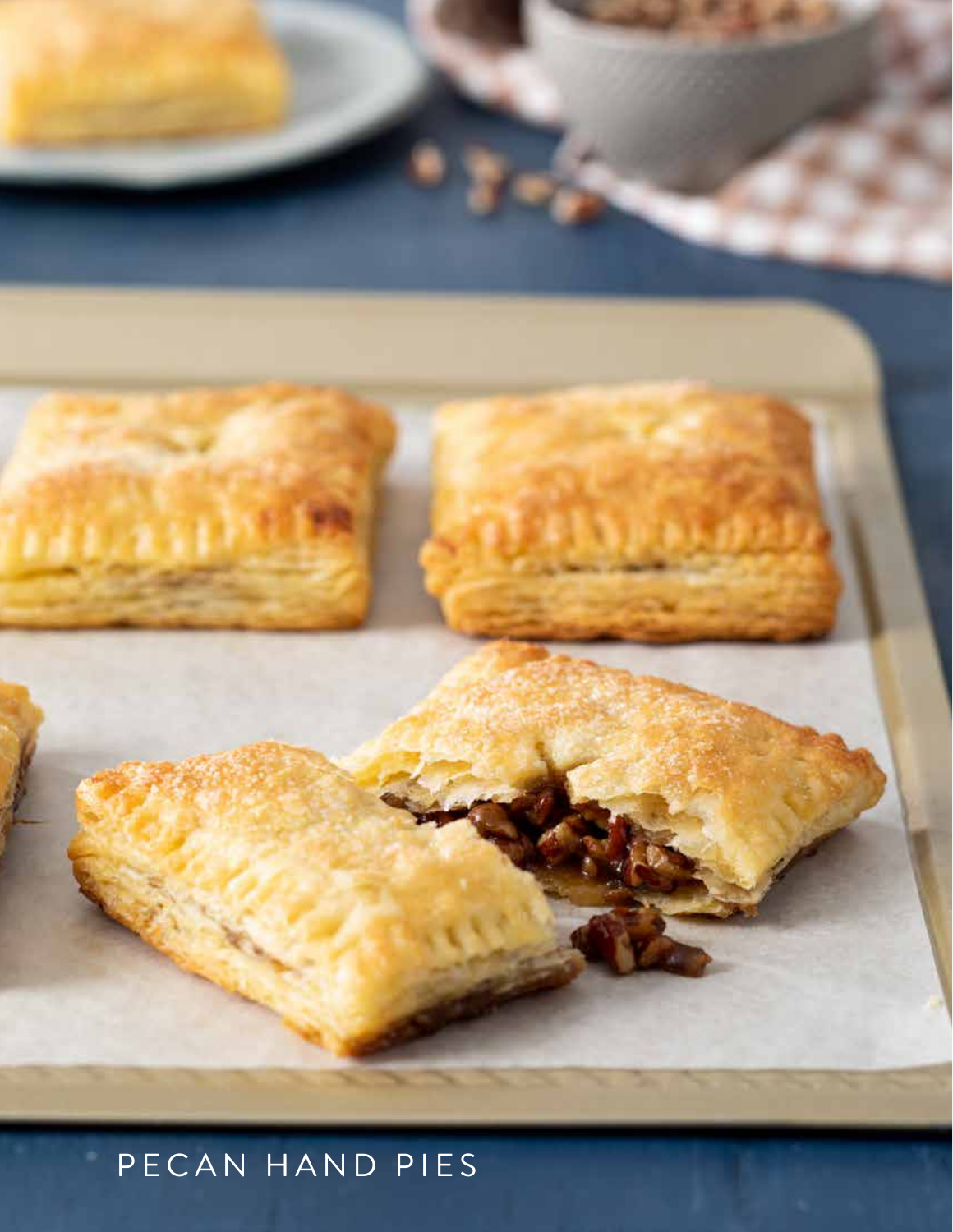PECAN HAND PIES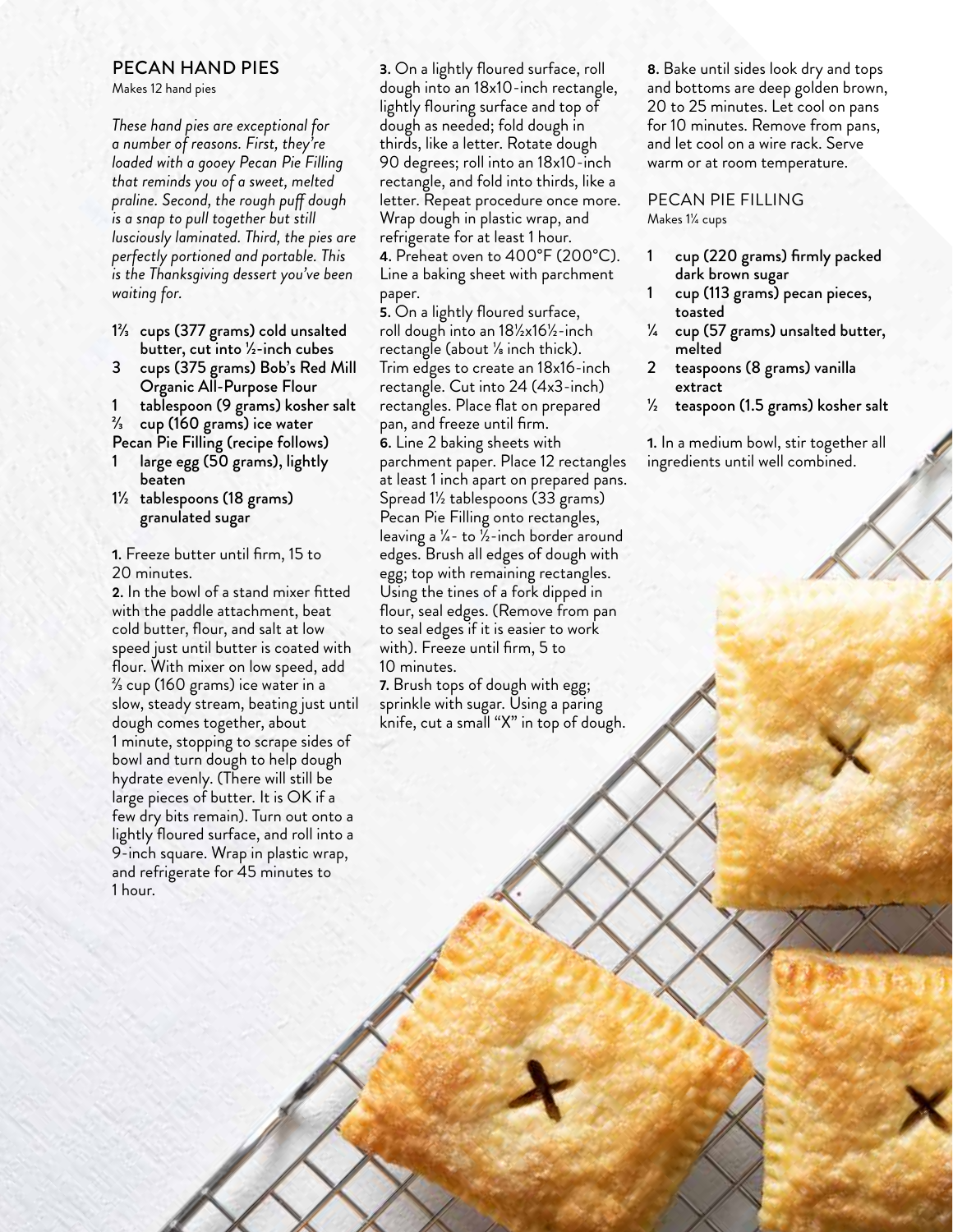## PECAN HAND PIES

Makes 12 hand pies

*These hand pies are exceptional for a number of reasons. First, they're loaded with a gooey Pecan Pie Filling that reminds you of a sweet, melted praline. Second, the rough puff dough is a snap to pull together but still lusciously laminated. Third, the pies are perfectly portioned and portable. This is the Thanksgiving dessert you've been waiting for.*

- **1⅔ cups (377 grams) cold unsalted butter, cut into ½-inch cubes**
- **3 cups (375 grams) Bob's Red Mill Organic All-Purpose Flour**
- **1 tablespoon (9 grams) kosher salt**
- **⅔ cup (160 grams) ice water**
- **Pecan Pie Filling (recipe follows)**
- **1 large egg (50 grams), lightly beaten**
- **1½ tablespoons (18 grams) granulated sugar**

**1.** Freeze butter until firm, 15 to 20 minutes.

**2.** In the bowl of a stand mixer fitted with the paddle attachment, beat cold butter, flour, and salt at low speed just until butter is coated with flour. With mixer on low speed, add ⅔ cup (160 grams) ice water in a slow, steady stream, beating just until dough comes together, about 1 minute, stopping to scrape sides of bowl and turn dough to help dough hydrate evenly. (There will still be large pieces of butter. It is OK if a few dry bits remain). Turn out onto a lightly floured surface, and roll into a 9-inch square. Wrap in plastic wrap, and refrigerate for 45 minutes to 1 hour.

**3.** On a lightly floured surface, roll dough into an 18x10-inch rectangle, lightly flouring surface and top of dough as needed; fold dough in thirds, like a letter. Rotate dough 90 degrees; roll into an 18x10-inch rectangle, and fold into thirds, like a letter. Repeat procedure once more. Wrap dough in plastic wrap, and refrigerate for at least 1 hour.

**4.** Preheat oven to 400°F (200°C). Line a baking sheet with parchment paper.

**5.** On a lightly floured surface, roll dough into an 18½x16½-inch rectangle (about ⅛ inch thick). Trim edges to create an 18x16-inch rectangle. Cut into 24 (4x3-inch) rectangles. Place flat on prepared pan, and freeze until firm.

**6.** Line 2 baking sheets with parchment paper. Place 12 rectangles at least 1 inch apart on prepared pans. Spread 1½ tablespoons (33 grams) Pecan Pie Filling onto rectangles, leaving a ¼- to ½-inch border around edges. Brush all edges of dough with egg; top with remaining rectangles. Using the tines of a fork dipped in flour, seal edges. (Remove from pan to seal edges if it is easier to work with). Freeze until firm, 5 to 10 minutes.

**7.** Brush tops of dough with egg; sprinkle with sugar. Using a paring knife, cut a small "X" in top of dough.

**8.** Bake until sides look dry and tops and bottoms are deep golden brown, 20 to 25 minutes. Let cool on pans for 10 minutes. Remove from pans, and let cool on a wire rack. Serve warm or at room temperature.

### PECAN PIE FILLING

Makes 1¼ cups

- **1 cup (220 grams) firmly packed dark brown sugar**
- **1 cup (113 grams) pecan pieces, toasted**
- **¼ cup (57 grams) unsalted butter, melted**
- **2 teaspoons (8 grams) vanilla extract**
- **½ teaspoon (1.5 grams) kosher salt**

**1.** In a medium bowl, stir together all ingredients until well combined.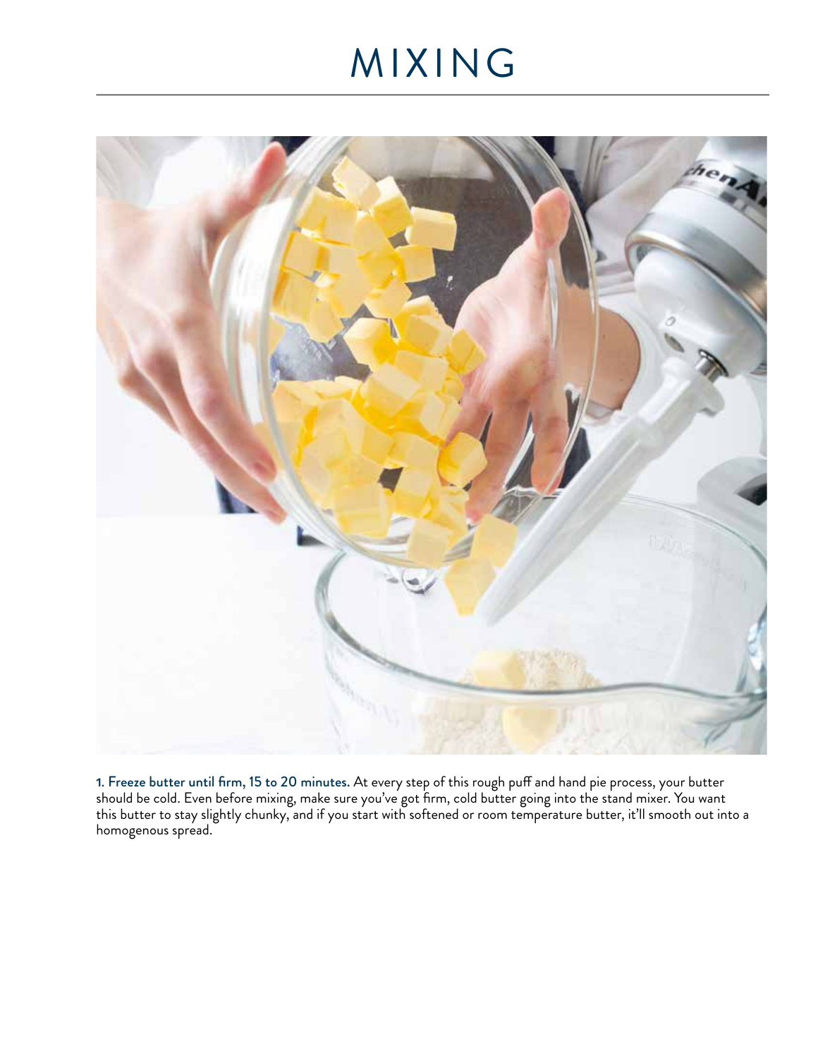# MIXING

**1. Freeze butter until firm, 15 to 20 minutes.** At every step of this rough puff and hand pie process, your butter should be cold. Even before mixing, make sure you've got firm, cold butter going into the stand mixer. You want this butter to stay slightly chunky, and if you start with softened or room temperature butter, it'll smooth out into a homogenous spread.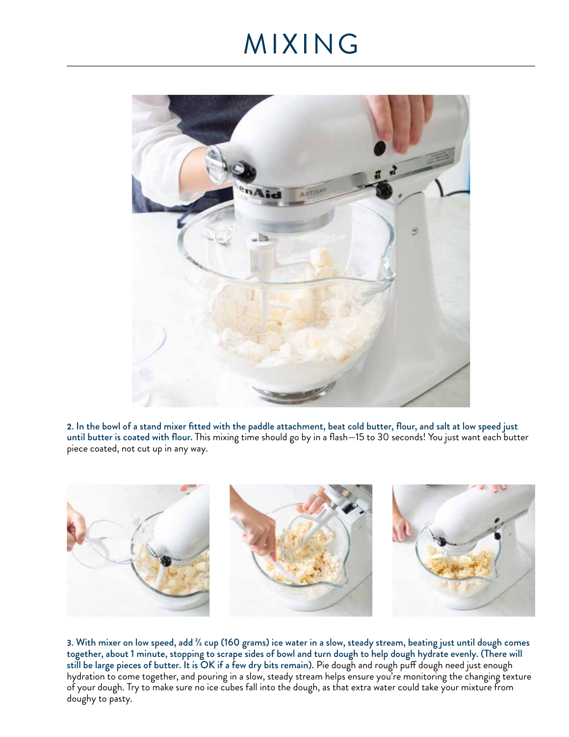# MIXING

**2. In the bowl of a stand mixer fitted with the paddle attachment, beat cold butter, flour, and salt at low speed just until butter is coated with flour.** This mixing time should go by in a flash—15 to 30 seconds! You just want each butter piece coated, not cut up in any way.

**3. With mixer on low speed, add ⅔ cup (160 grams) ice water in a slow, steady stream, beating just until dough comes together, about 1 minute, stopping to scrape sides of bowl and turn dough to help dough hydrate evenly. (There will still be large pieces of butter. It is OK if a few dry bits remain).** Pie dough and rough puff dough need just enough hydration to come together, and pouring in a slow, steady stream helps ensure you're monitoring the changing texture of your dough. Try to make sure no ice cubes fall into the dough, as that extra water could take your mixture from doughy to pasty.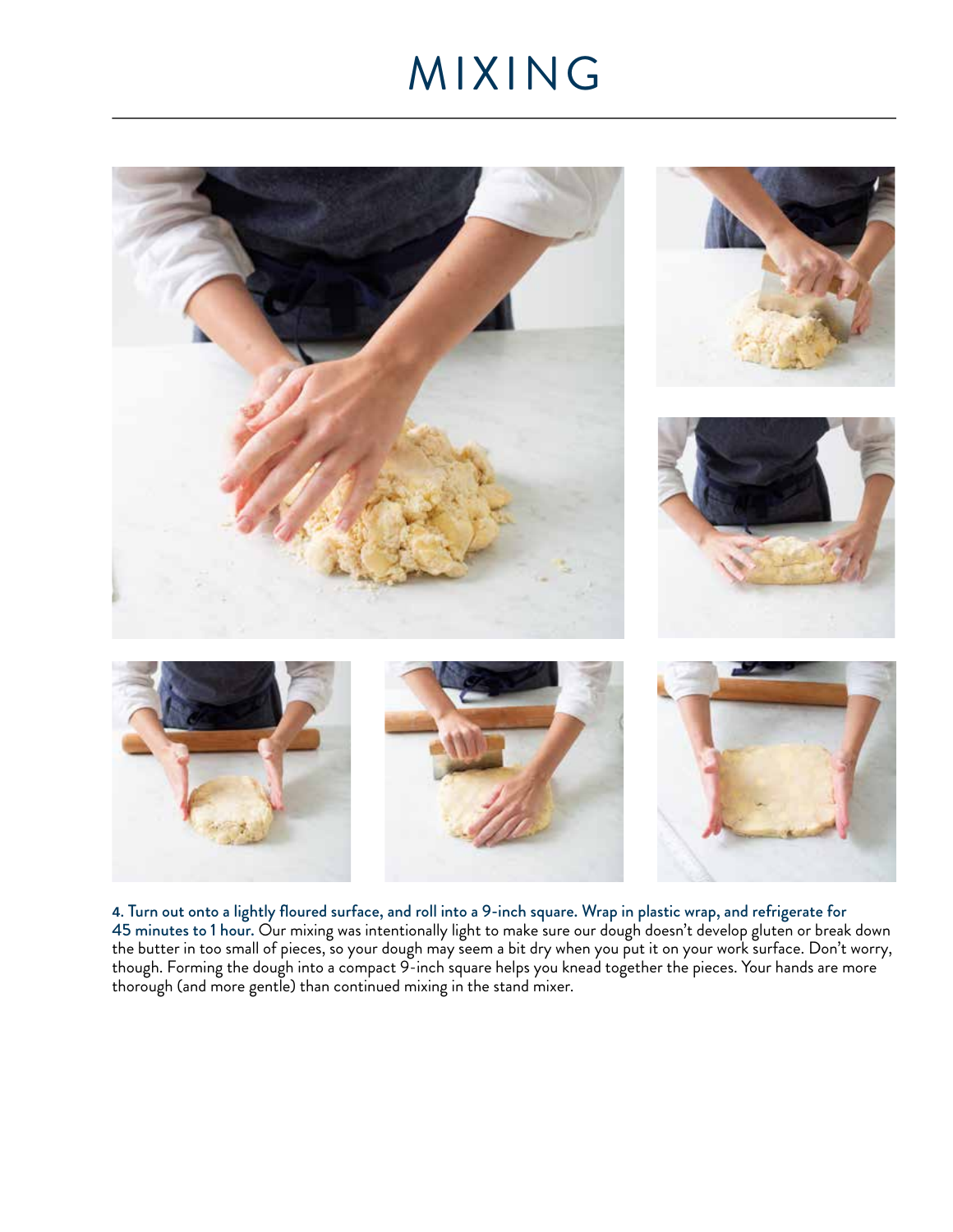# MIXING

**4. Turn out onto a lightly floured surface, and roll into a 9-inch square. Wrap in plastic wrap, and refrigerate for 45 minutes to 1 hour.** Our mixing was intentionally light to make sure our dough doesn't develop gluten or break down the butter in too small of pieces, so your dough may seem a bit dry when you put it on your work surface. Don't worry, though. Forming the dough into a compact 9-inch square helps you knead together the pieces. Your hands are more thorough (and more gentle) than continued mixing in the stand mixer.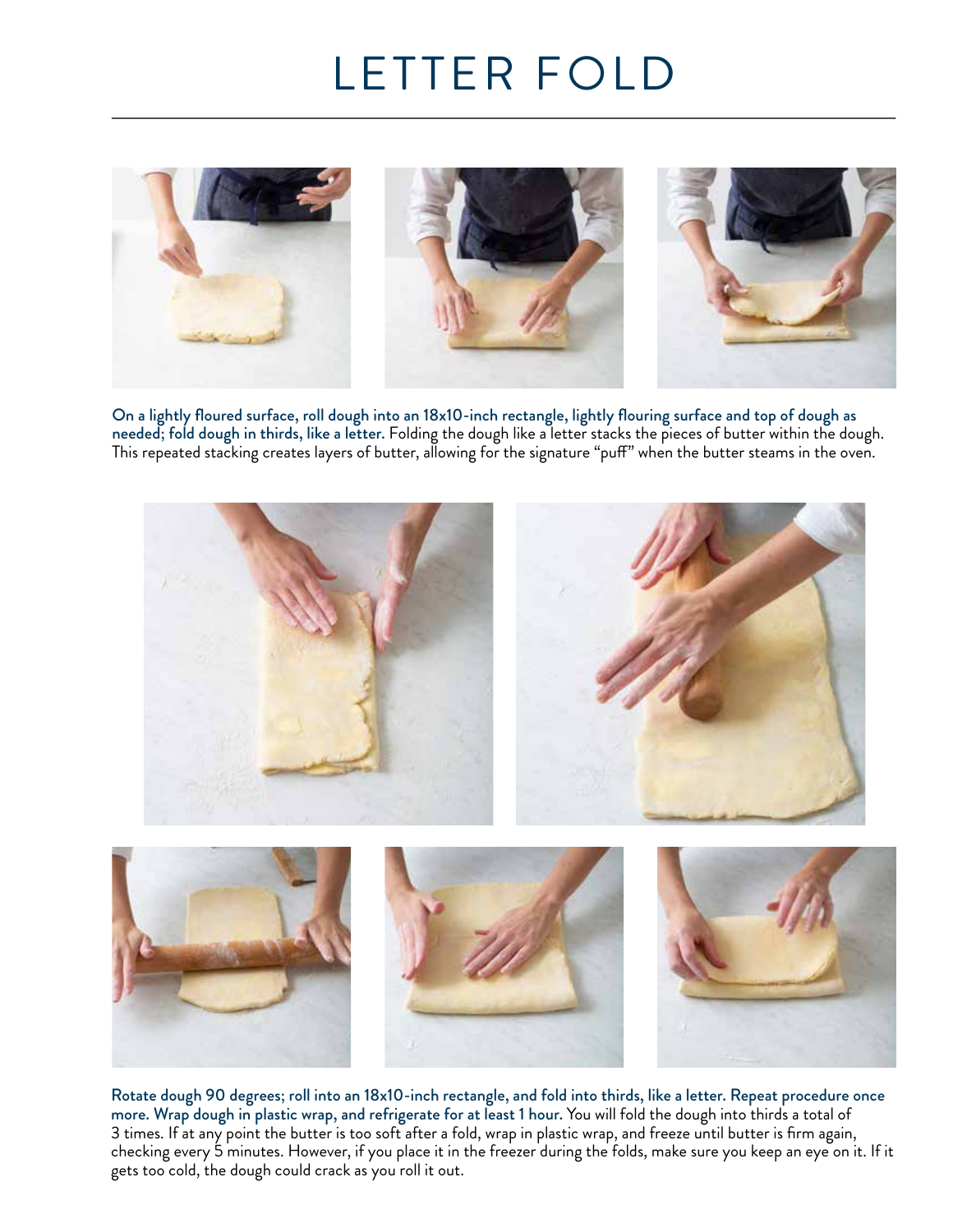# LETTER FOLD

**On a lightly floured surface, roll dough into an 18x10-inch rectangle, lightly flouring surface and top of dough as needed; fold dough in thirds, like a letter.** Folding the dough like a letter stacks the pieces of butter within the dough. This repeated stacking creates layers of butter, allowing for the signature "puff" when the butter steams in the oven.

**Rotate dough 90 degrees; roll into an 18x10-inch rectangle, and fold into thirds, like a letter. Repeat procedure once more. Wrap dough in plastic wrap, and refrigerate for at least 1 hour.** You will fold the dough into thirds a total of 3 times. If at any point the butter is too soft after a fold, wrap in plastic wrap, and freeze until butter is firm again, checking every 5 minutes. However, if you place it in the freezer during the folds, make sure you keep an eye on it. If it gets too cold, the dough could crack as you roll it out.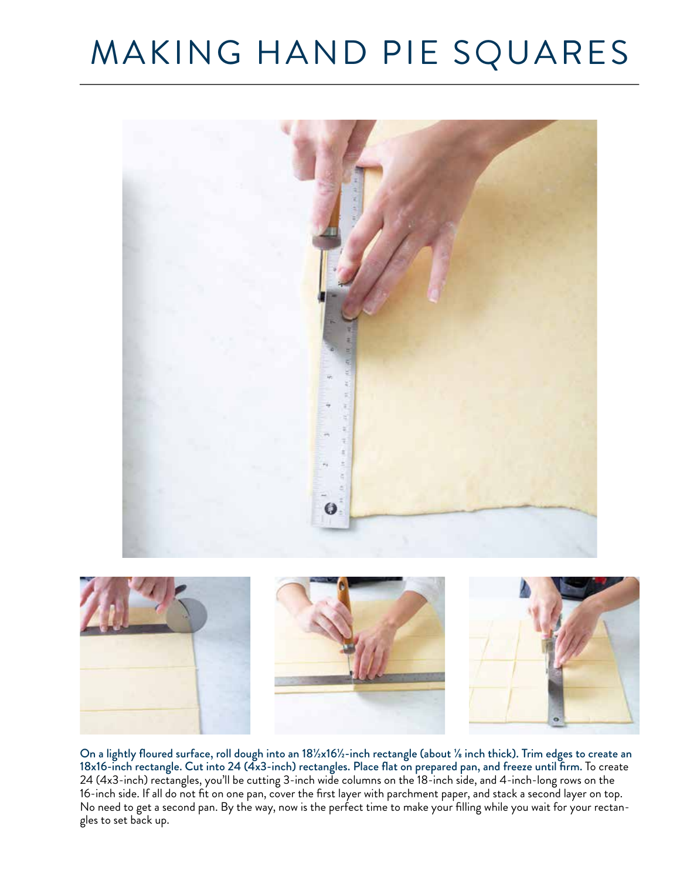# MAKING HAND PIE SQUARES

**On a lightly floured surface, roll dough into an 18½x16½-inch rectangle (about ⅛ inch thick). Trim edges to create an 18x16-inch rectangle. Cut into 24 (4x3-inch) rectangles. Place flat on prepared pan, and freeze until firm.** To create 24 (4x3-inch) rectangles, you'll be cutting 3-inch wide columns on the 18-inch side, and 4-inch-long rows on the 16-inch side. If all do not fit on one pan, cover the first layer with parchment paper, and stack a second layer on top. No need to get a second pan. By the way, now is the perfect time to make your filling while you wait for your rectangles to set back up.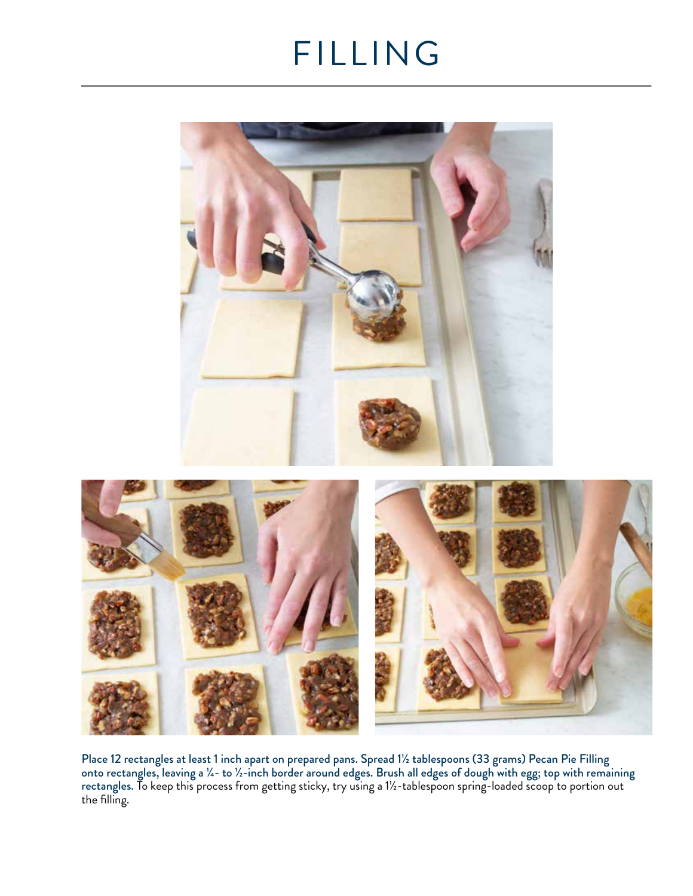# FILLING

**Place 12 rectangles at least 1 inch apart on prepared pans. Spread 1½ tablespoons (33 grams) Pecan Pie Filling onto rectangles, leaving a ¼- to ½-inch border around edges. Brush all edges of dough with egg; top with remaining rectangles.** To keep this process from getting sticky, try using a 1½-tablespoon spring-loaded scoop to portion out the filling.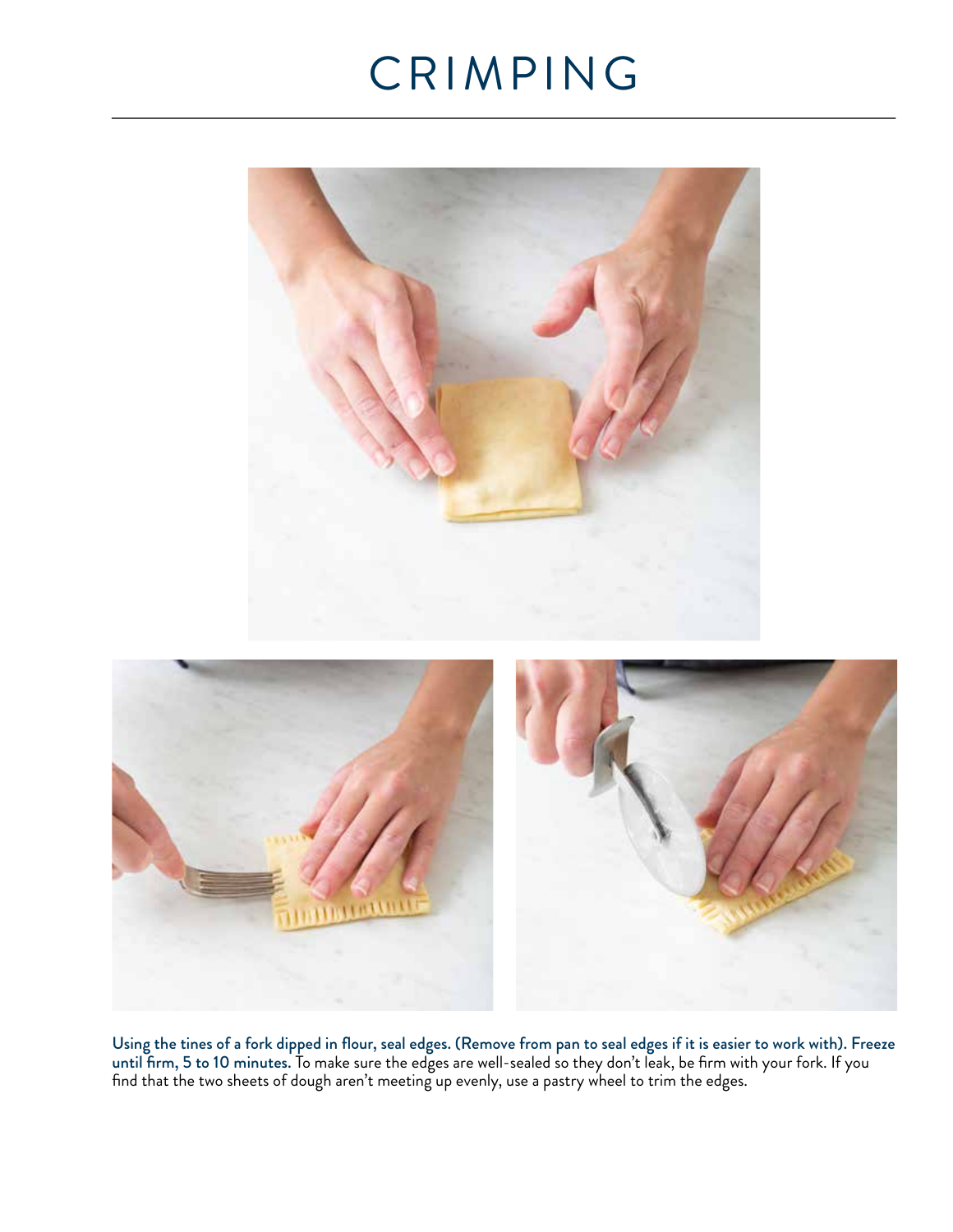# CRIMPING

**Using the tines of a fork dipped in flour, seal edges. (Remove from pan to seal edges if it is easier to work with). Freeze until firm, 5 to 10 minutes.** To make sure the edges are well-sealed so they don't leak, be firm with your fork. If you find that the two sheets of dough aren't meeting up evenly, use a pastry wheel to trim the edges.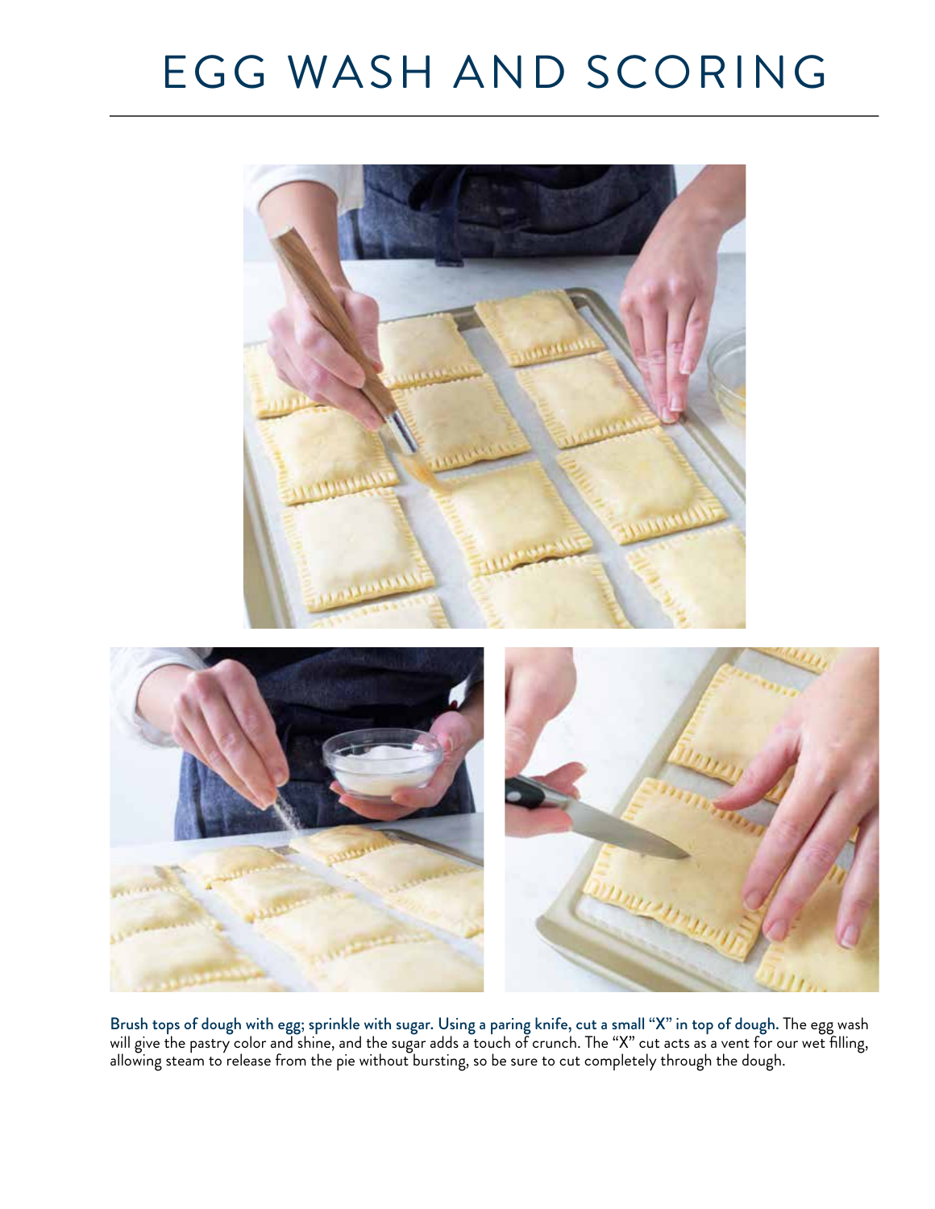# EGG WASH AND SCORING

**Brush tops of dough with egg; sprinkle with sugar. Using a paring knife, cut a small "X" in top of dough.** The egg wash will give the pastry color and shine, and the sugar adds a touch of crunch. The "X" cut acts as a vent for our wet filling, allowing steam to release from the pie without bursting, so be sure to cut completely through the dough.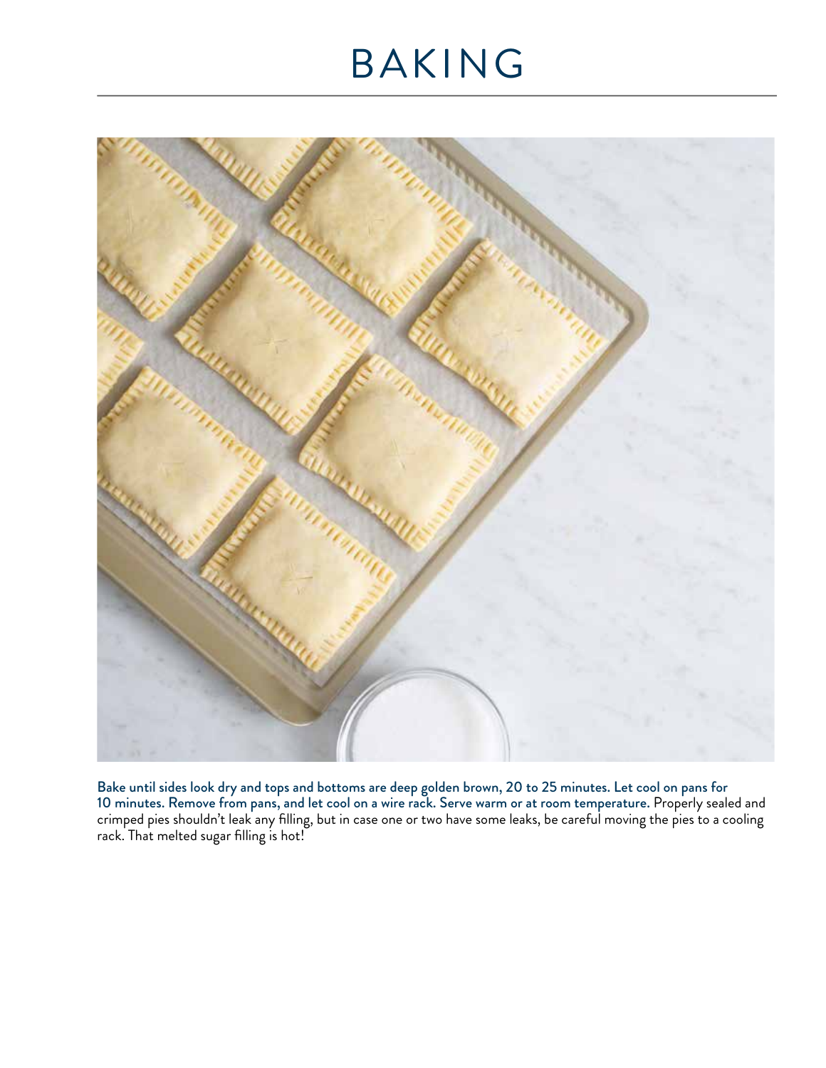# BAKING

**Bake until sides look dry and tops and bottoms are deep golden brown, 20 to 25 minutes. Let cool on pans for 10 minutes. Remove from pans, and let cool on a wire rack. Serve warm or at room temperature.** Properly sealed and crimped pies shouldn't leak any filling, but in case one or two have some leaks, be careful moving the pies to a cooling rack. That melted sugar filling is hot!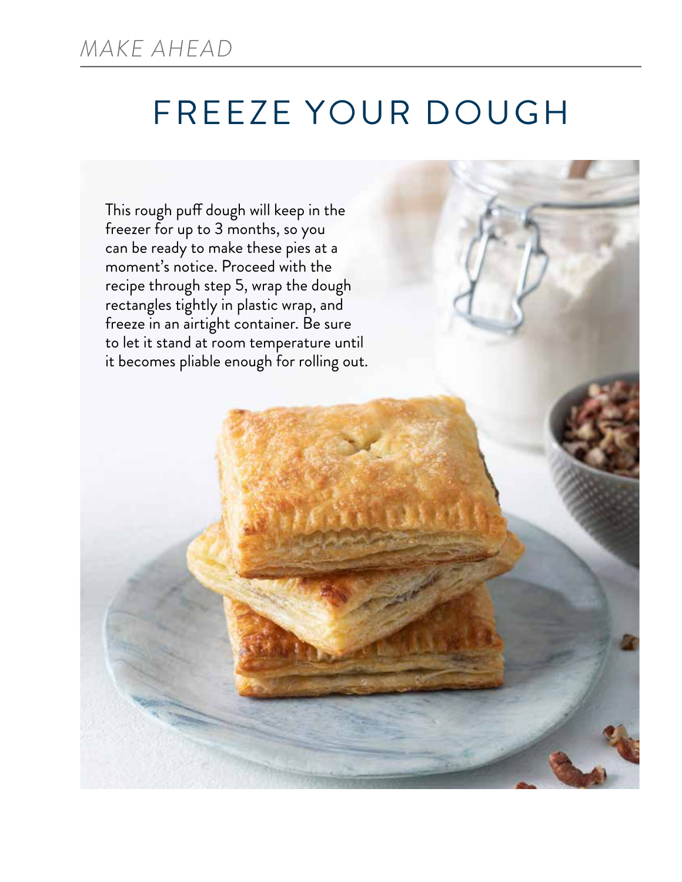*MAKE AHEAD*

# FREEZE YOUR DOUGH

This rough puff dough will keep in the freezer for up to 3 months, so you can be ready to make these pies at a moment's notice. Proceed with the recipe through step 5, wrap the dough rectangles tightly in plastic wrap, and freeze in an airtight container. Be sure to let it stand at room temperature until it becomes pliable enough for rolling out.